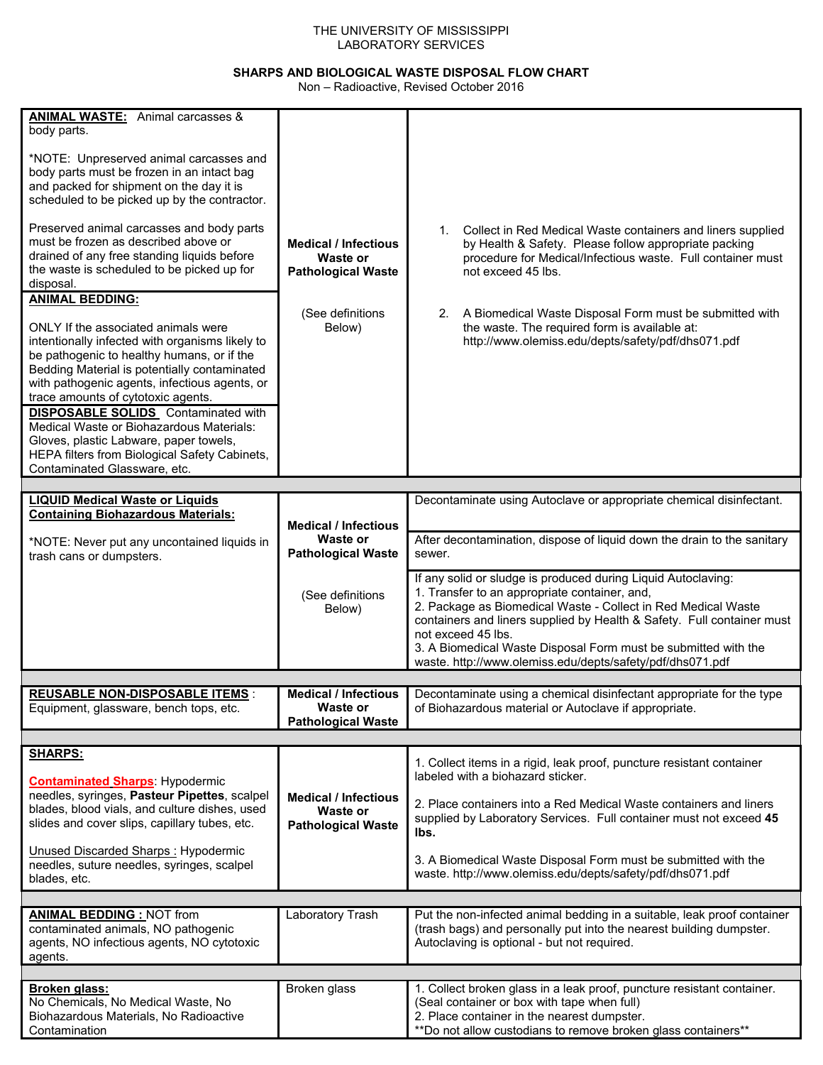THE UNIVERSITY OF MISSISSIPPI
LABORATORY SERVICES

**SHARPS AND BIOLOGICAL WASTE DISPOSAL FLOW CHART**

Non – Radioactive, Revised October 2016

| Waste Type | Category | Disposal Procedure |
|---|---|---|
| **ANIMAL WASTE:** Animal carcasses & body parts.<br><br>*NOTE: Unpreserved animal carcasses and body parts must be frozen in an intact bag and packed for shipment on the day it is scheduled to be picked up by the contractor.<br><br>Preserved animal carcasses and body parts must be frozen as described above or drained of any free standing liquids before the waste is scheduled to be picked up for disposal.<br><br>**ANIMAL BEDDING:**<br><br>ONLY If the associated animals were intentionally infected with organisms likely to be pathogenic to healthy humans, or if the Bedding Material is potentially contaminated with pathogenic agents, infectious agents, or trace amounts of cytotoxic agents.<br><br>**DISPOSABLE SOLIDS** Contaminated with Medical Waste or Biohazardous Materials: Gloves, plastic Labware, paper towels, HEPA filters from Biological Safety Cabinets, Contaminated Glassware, etc. | **Medical / Infectious Waste or Pathological Waste**<br><br>(See definitions Below) | 1. Collect in Red Medical Waste containers and liners supplied by Health & Safety. Please follow appropriate packing procedure for Medical/Infectious waste. Full container must not exceed 45 lbs.<br><br>2. A Biomedical Waste Disposal Form must be submitted with the waste. The required form is available at: http://www.olemiss.edu/depts/safety/pdf/dhs071.pdf |
| **LIQUID Medical Waste or Liquids Containing Biohazardous Materials:**<br><br>*NOTE: Never put any uncontained liquids in trash cans or dumpsters. | **Medical / Infectious Waste or Pathological Waste**<br><br>(See definitions Below) | Decontaminate using Autoclave or appropriate chemical disinfectant.<br><br>After decontamination, dispose of liquid down the drain to the sanitary sewer.<br><br>If any solid or sludge is produced during Liquid Autoclaving:<br>1. Transfer to an appropriate container, and,<br>2. Package as Biomedical Waste - Collect in Red Medical Waste containers and liners supplied by Health & Safety. Full container must not exceed 45 lbs.<br>3. A Biomedical Waste Disposal Form must be submitted with the waste. http://www.olemiss.edu/depts/safety/pdf/dhs071.pdf |
| **REUSABLE NON-DISPOSABLE ITEMS** : Equipment, glassware, bench tops, etc. | **Medical / Infectious Waste or Pathological Waste** | Decontaminate using a chemical disinfectant appropriate for the type of Biohazardous material or Autoclave if appropriate. |
| **SHARPS:**<br><br>**Contaminated Sharps**: Hypodermic needles, syringes, **Pasteur Pipettes**, scalpel blades, blood vials, and culture dishes, used slides and cover slips, capillary tubes, etc.<br><br>Unused Discarded Sharps : Hypodermic needles, suture needles, syringes, scalpel blades, etc. | **Medical / Infectious Waste or Pathological Waste** | 1. Collect items in a rigid, leak proof, puncture resistant container labeled with a biohazard sticker.<br><br>2. Place containers into a Red Medical Waste containers and liners supplied by Laboratory Services. Full container must not exceed **45 lbs.**<br><br>3. A Biomedical Waste Disposal Form must be submitted with the waste. http://www.olemiss.edu/depts/safety/pdf/dhs071.pdf |
| **ANIMAL BEDDING :** NOT from contaminated animals, NO pathogenic agents, NO infectious agents, NO cytotoxic agents. | Laboratory Trash | Put the non-infected animal bedding in a suitable, leak proof container (trash bags) and personally put into the nearest building dumpster. Autoclaving is optional - but not required. |
| **Broken glass:**<br>No Chemicals, No Medical Waste, No Biohazardous Materials, No Radioactive Contamination | Broken glass | 1. Collect broken glass in a leak proof, puncture resistant container. (Seal container or box with tape when full)<br>2. Place container in the nearest dumpster.<br>**Do not allow custodians to remove broken glass containers** |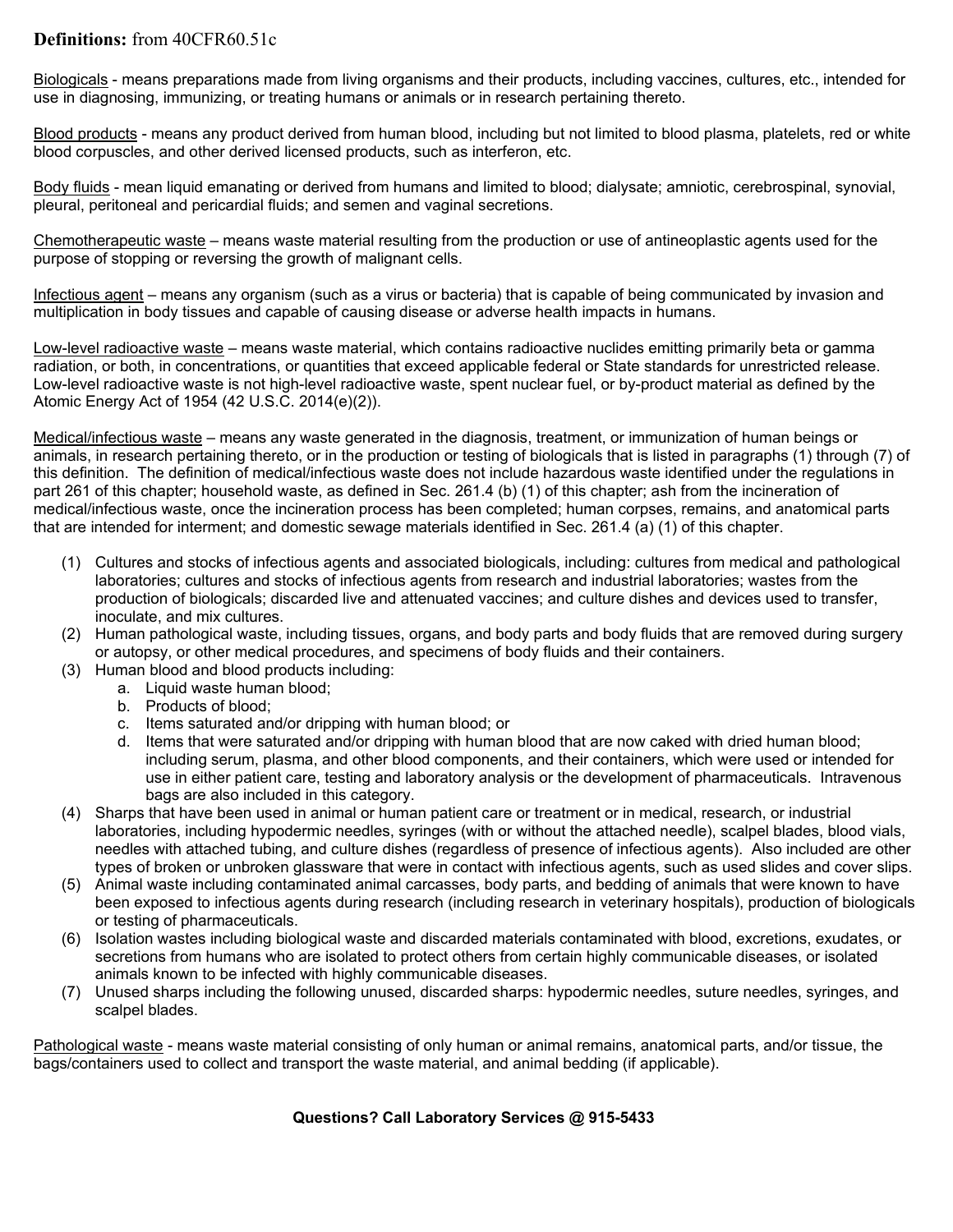**Definitions:** from 40CFR60.51c

Biologicals - means preparations made from living organisms and their products, including vaccines, cultures, etc., intended for use in diagnosing, immunizing, or treating humans or animals or in research pertaining thereto.

Blood products - means any product derived from human blood, including but not limited to blood plasma, platelets, red or white blood corpuscles, and other derived licensed products, such as interferon, etc.

Body fluids - mean liquid emanating or derived from humans and limited to blood; dialysate; amniotic, cerebrospinal, synovial, pleural, peritoneal and pericardial fluids; and semen and vaginal secretions.

Chemotherapeutic waste – means waste material resulting from the production or use of antineoplastic agents used for the purpose of stopping or reversing the growth of malignant cells.

Infectious agent – means any organism (such as a virus or bacteria) that is capable of being communicated by invasion and multiplication in body tissues and capable of causing disease or adverse health impacts in humans.

Low-level radioactive waste – means waste material, which contains radioactive nuclides emitting primarily beta or gamma radiation, or both, in concentrations, or quantities that exceed applicable federal or State standards for unrestricted release. Low-level radioactive waste is not high-level radioactive waste, spent nuclear fuel, or by-product material as defined by the Atomic Energy Act of 1954 (42 U.S.C. 2014(e)(2)).

Medical/infectious waste – means any waste generated in the diagnosis, treatment, or immunization of human beings or animals, in research pertaining thereto, or in the production or testing of biologicals that is listed in paragraphs (1) through (7) of this definition. The definition of medical/infectious waste does not include hazardous waste identified under the regulations in part 261 of this chapter; household waste, as defined in Sec. 261.4 (b) (1) of this chapter; ash from the incineration of medical/infectious waste, once the incineration process has been completed; human corpses, remains, and anatomical parts that are intended for interment; and domestic sewage materials identified in Sec. 261.4 (a) (1) of this chapter.

(1) Cultures and stocks of infectious agents and associated biologicals, including: cultures from medical and pathological laboratories; cultures and stocks of infectious agents from research and industrial laboratories; wastes from the production of biologicals; discarded live and attenuated vaccines; and culture dishes and devices used to transfer, inoculate, and mix cultures.

(2) Human pathological waste, including tissues, organs, and body parts and body fluids that are removed during surgery or autopsy, or other medical procedures, and specimens of body fluids and their containers.

(3) Human blood and blood products including:
   a. Liquid waste human blood;
   b. Products of blood;
   c. Items saturated and/or dripping with human blood; or
   d. Items that were saturated and/or dripping with human blood that are now caked with dried human blood; including serum, plasma, and other blood components, and their containers, which were used or intended for use in either patient care, testing and laboratory analysis or the development of pharmaceuticals. Intravenous bags are also included in this category.

(4) Sharps that have been used in animal or human patient care or treatment or in medical, research, or industrial laboratories, including hypodermic needles, syringes (with or without the attached needle), scalpel blades, blood vials, needles with attached tubing, and culture dishes (regardless of presence of infectious agents). Also included are other types of broken or unbroken glassware that were in contact with infectious agents, such as used slides and cover slips.

(5) Animal waste including contaminated animal carcasses, body parts, and bedding of animals that were known to have been exposed to infectious agents during research (including research in veterinary hospitals), production of biologicals or testing of pharmaceuticals.

(6) Isolation wastes including biological waste and discarded materials contaminated with blood, excretions, exudates, or secretions from humans who are isolated to protect others from certain highly communicable diseases, or isolated animals known to be infected with highly communicable diseases.

(7) Unused sharps including the following unused, discarded sharps: hypodermic needles, suture needles, syringes, and scalpel blades.

Pathological waste - means waste material consisting of only human or animal remains, anatomical parts, and/or tissue, the bags/containers used to collect and transport the waste material, and animal bedding (if applicable).

**Questions? Call Laboratory Services @ 915-5433**